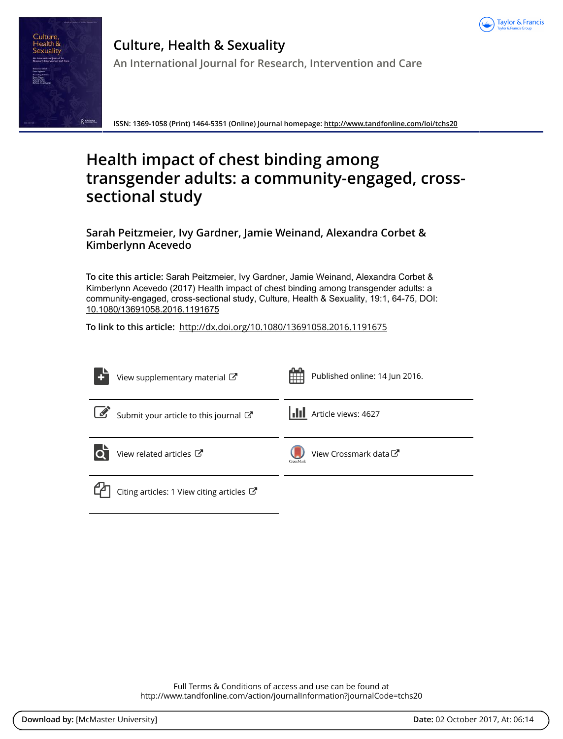# Culture, Health & Sexuality

An International Journal for Research, Intervention and Care

ISSN: 1369-1058 (Print) 1464-5351 (Online) Journal homepage: http://www.tandfonline.com/loi/tchs20

# Health impact of chest binding among transgender adults: a community-engaged, cross-sectional study

**Sarah Peitzmeier, Ivy Gardner, Jamie Weinand, Alexandra Corbet & Kimberlynn Acevedo**

**To cite this article:** Sarah Peitzmeier, Ivy Gardner, Jamie Weinand, Alexandra Corbet & Kimberlynn Acevedo (2017) Health impact of chest binding among transgender adults: a community-engaged, cross-sectional study, Culture, Health & Sexuality, 19:1, 64-75, DOI: 10.1080/13691058.2016.1191675

**To link to this article:** http://dx.doi.org/10.1080/13691058.2016.1191675

View supplementary material

Published online: 14 Jun 2016.

Submit your article to this journal

Article views: 4627

View related articles

View Crossmark data

Citing articles: 1 View citing articles

Full Terms & Conditions of access and use can be found at
http://www.tandfonline.com/action/journalInformation?journalCode=tchs20

**Download by:** [McMaster University] **Date:** 02 October 2017, At: 06:14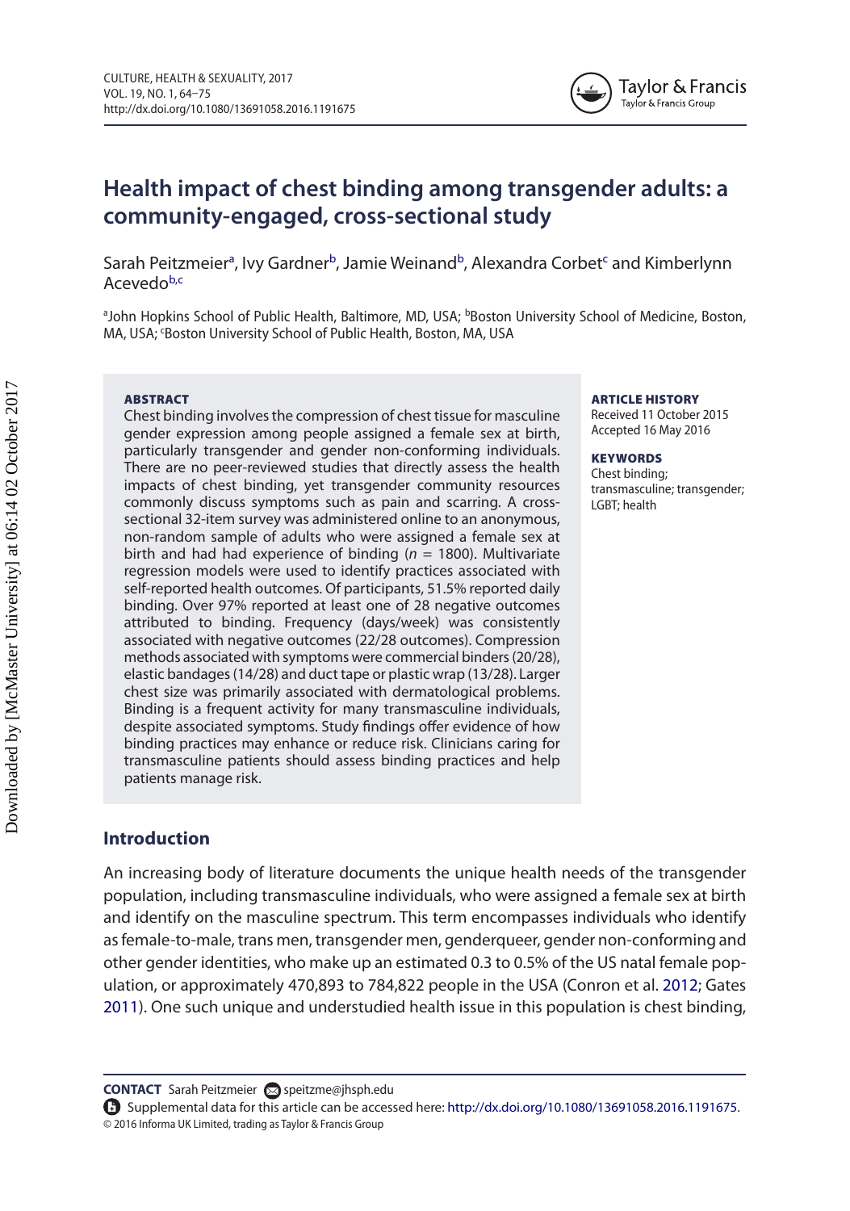# Health impact of chest binding among transgender adults: a community-engaged, cross-sectional study

Sarah Peitzmeier[a], Ivy Gardner[b], Jamie Weinand[b], Alexandra Corbet[c] and Kimberlynn Acevedo[b,c]

[a]John Hopkins School of Public Health, Baltimore, MD, USA; [b]Boston University School of Medicine, Boston, MA, USA; [c]Boston University School of Public Health, Boston, MA, USA

**ABSTRACT**

Chest binding involves the compression of chest tissue for masculine gender expression among people assigned a female sex at birth, particularly transgender and gender non-conforming individuals. There are no peer-reviewed studies that directly assess the health impacts of chest binding, yet transgender community resources commonly discuss symptoms such as pain and scarring. A cross-sectional 32-item survey was administered online to an anonymous, non-random sample of adults who were assigned a female sex at birth and had had experience of binding ($n$ = 1800). Multivariate regression models were used to identify practices associated with self-reported health outcomes. Of participants, 51.5% reported daily binding. Over 97% reported at least one of 28 negative outcomes attributed to binding. Frequency (days/week) was consistently associated with negative outcomes (22/28 outcomes). Compression methods associated with symptoms were commercial binders (20/28), elastic bandages (14/28) and duct tape or plastic wrap (13/28). Larger chest size was primarily associated with dermatological problems. Binding is a frequent activity for many transmasculine individuals, despite associated symptoms. Study findings offer evidence of how binding practices may enhance or reduce risk. Clinicians caring for transmasculine patients should assess binding practices and help patients manage risk.

**ARTICLE HISTORY**
Received 11 October 2015
Accepted 16 May 2016

**KEYWORDS**
Chest binding; transmasculine; transgender; LGBT; health

## Introduction

An increasing body of literature documents the unique health needs of the transgender population, including transmasculine individuals, who were assigned a female sex at birth and identify on the masculine spectrum. This term encompasses individuals who identify as female-to-male, trans men, transgender men, genderqueer, gender non-conforming and other gender identities, who make up an estimated 0.3 to 0.5% of the US natal female population, or approximately 470,893 to 784,822 people in the USA (Conron et al. 2012; Gates 2011). One such unique and understudied health issue in this population is chest binding,

**CONTACT** Sarah Peitzmeier speitzme@jhsph.edu

Supplemental data for this article can be accessed here: http://dx.doi.org/10.1080/13691058.2016.1191675.

© 2016 Informa UK Limited, trading as Taylor & Francis Group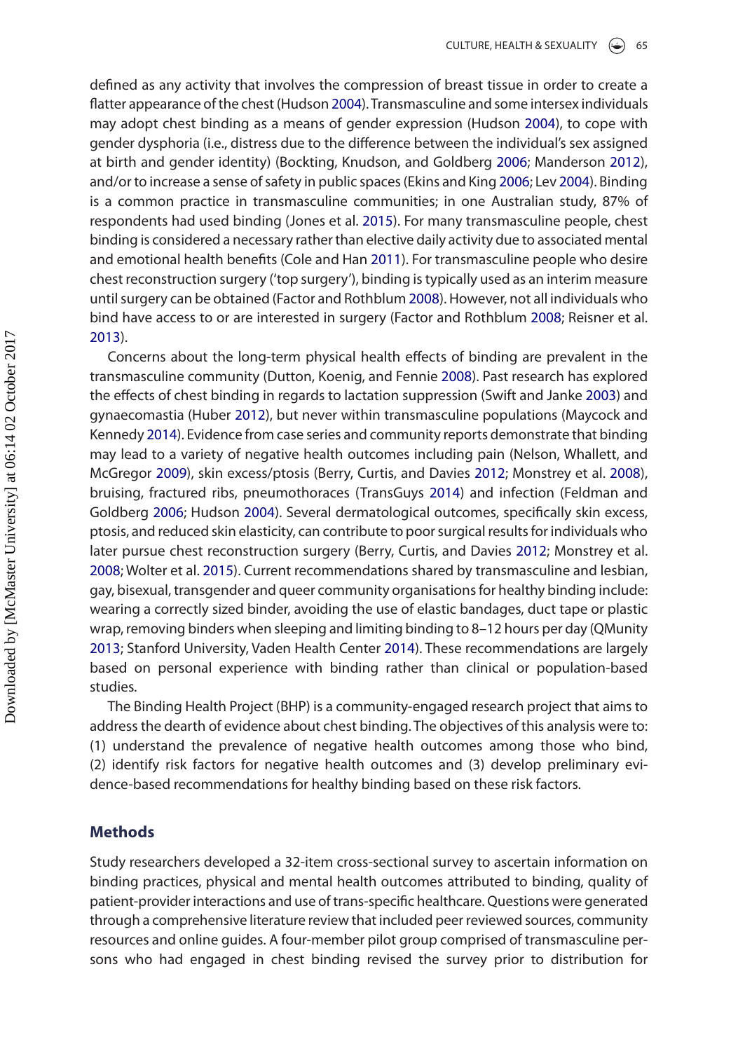defined as any activity that involves the compression of breast tissue in order to create a flatter appearance of the chest (Hudson 2004). Transmasculine and some intersex individuals may adopt chest binding as a means of gender expression (Hudson 2004), to cope with gender dysphoria (i.e., distress due to the difference between the individual's sex assigned at birth and gender identity) (Bockting, Knudson, and Goldberg 2006; Manderson 2012), and/or to increase a sense of safety in public spaces (Ekins and King 2006; Lev 2004). Binding is a common practice in transmasculine communities; in one Australian study, 87% of respondents had used binding (Jones et al. 2015). For many transmasculine people, chest binding is considered a necessary rather than elective daily activity due to associated mental and emotional health benefits (Cole and Han 2011). For transmasculine people who desire chest reconstruction surgery ('top surgery'), binding is typically used as an interim measure until surgery can be obtained (Factor and Rothblum 2008). However, not all individuals who bind have access to or are interested in surgery (Factor and Rothblum 2008; Reisner et al. 2013).

Concerns about the long-term physical health effects of binding are prevalent in the transmasculine community (Dutton, Koenig, and Fennie 2008). Past research has explored the effects of chest binding in regards to lactation suppression (Swift and Janke 2003) and gynaecomastia (Huber 2012), but never within transmasculine populations (Maycock and Kennedy 2014). Evidence from case series and community reports demonstrate that binding may lead to a variety of negative health outcomes including pain (Nelson, Whallett, and McGregor 2009), skin excess/ptosis (Berry, Curtis, and Davies 2012; Monstrey et al. 2008), bruising, fractured ribs, pneumothoraces (TransGuys 2014) and infection (Feldman and Goldberg 2006; Hudson 2004). Several dermatological outcomes, specifically skin excess, ptosis, and reduced skin elasticity, can contribute to poor surgical results for individuals who later pursue chest reconstruction surgery (Berry, Curtis, and Davies 2012; Monstrey et al. 2008; Wolter et al. 2015). Current recommendations shared by transmasculine and lesbian, gay, bisexual, transgender and queer community organisations for healthy binding include: wearing a correctly sized binder, avoiding the use of elastic bandages, duct tape or plastic wrap, removing binders when sleeping and limiting binding to 8–12 hours per day (QMunity 2013; Stanford University, Vaden Health Center 2014). These recommendations are largely based on personal experience with binding rather than clinical or population-based studies.

The Binding Health Project (BHP) is a community-engaged research project that aims to address the dearth of evidence about chest binding. The objectives of this analysis were to: (1) understand the prevalence of negative health outcomes among those who bind, (2) identify risk factors for negative health outcomes and (3) develop preliminary evidence-based recommendations for healthy binding based on these risk factors.

## Methods

Study researchers developed a 32-item cross-sectional survey to ascertain information on binding practices, physical and mental health outcomes attributed to binding, quality of patient-provider interactions and use of trans-specific healthcare. Questions were generated through a comprehensive literature review that included peer reviewed sources, community resources and online guides. A four-member pilot group comprised of transmasculine persons who had engaged in chest binding revised the survey prior to distribution for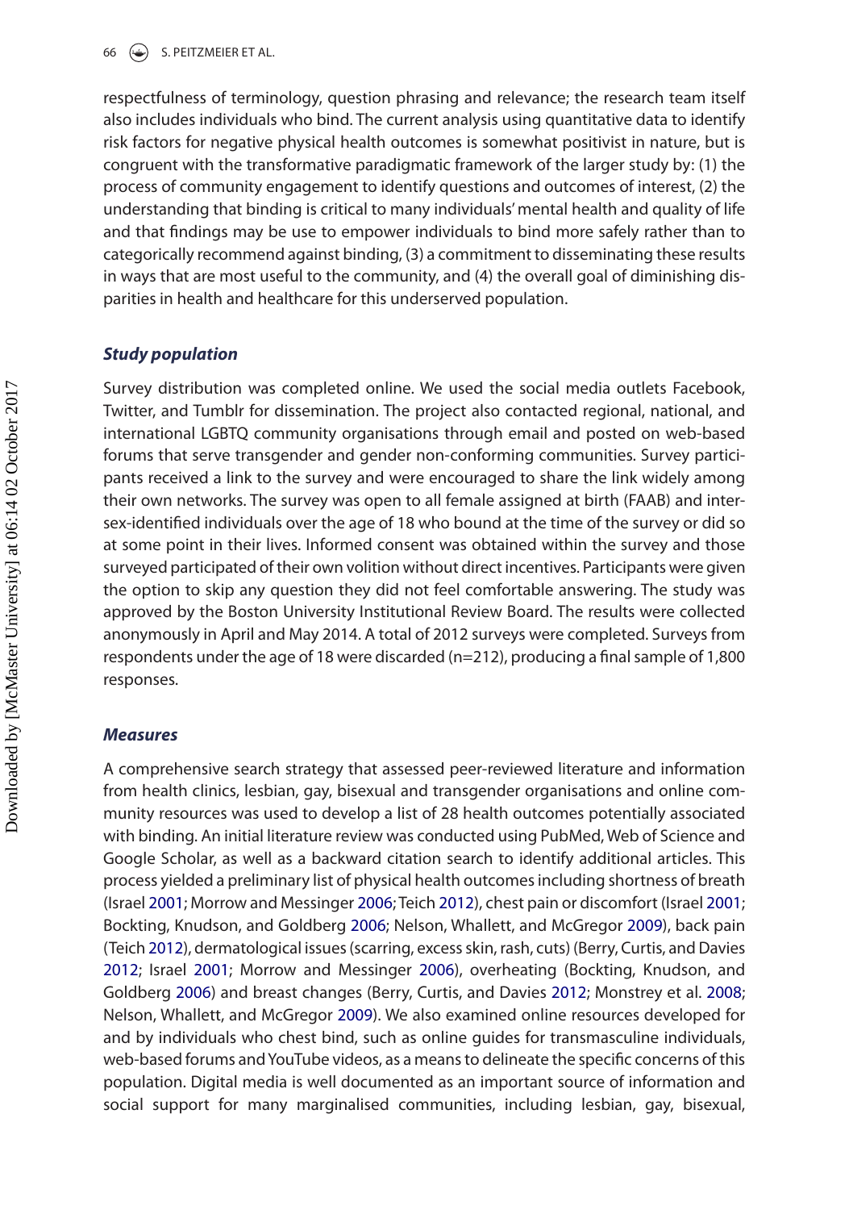respectfulness of terminology, question phrasing and relevance; the research team itself also includes individuals who bind. The current analysis using quantitative data to identify risk factors for negative physical health outcomes is somewhat positivist in nature, but is congruent with the transformative paradigmatic framework of the larger study by: (1) the process of community engagement to identify questions and outcomes of interest, (2) the understanding that binding is critical to many individuals' mental health and quality of life and that findings may be use to empower individuals to bind more safely rather than to categorically recommend against binding, (3) a commitment to disseminating these results in ways that are most useful to the community, and (4) the overall goal of diminishing disparities in health and healthcare for this underserved population.

### *Study population*

Survey distribution was completed online. We used the social media outlets Facebook, Twitter, and Tumblr for dissemination. The project also contacted regional, national, and international LGBTQ community organisations through email and posted on web-based forums that serve transgender and gender non-conforming communities. Survey participants received a link to the survey and were encouraged to share the link widely among their own networks. The survey was open to all female assigned at birth (FAAB) and intersex-identified individuals over the age of 18 who bound at the time of the survey or did so at some point in their lives. Informed consent was obtained within the survey and those surveyed participated of their own volition without direct incentives. Participants were given the option to skip any question they did not feel comfortable answering. The study was approved by the Boston University Institutional Review Board. The results were collected anonymously in April and May 2014. A total of 2012 surveys were completed. Surveys from respondents under the age of 18 were discarded (n=212), producing a final sample of 1,800 responses.

### *Measures*

A comprehensive search strategy that assessed peer-reviewed literature and information from health clinics, lesbian, gay, bisexual and transgender organisations and online community resources was used to develop a list of 28 health outcomes potentially associated with binding. An initial literature review was conducted using PubMed, Web of Science and Google Scholar, as well as a backward citation search to identify additional articles. This process yielded a preliminary list of physical health outcomes including shortness of breath (Israel 2001; Morrow and Messinger 2006; Teich 2012), chest pain or discomfort (Israel 2001; Bockting, Knudson, and Goldberg 2006; Nelson, Whallett, and McGregor 2009), back pain (Teich 2012), dermatological issues (scarring, excess skin, rash, cuts) (Berry, Curtis, and Davies 2012; Israel 2001; Morrow and Messinger 2006), overheating (Bockting, Knudson, and Goldberg 2006) and breast changes (Berry, Curtis, and Davies 2012; Monstrey et al. 2008; Nelson, Whallett, and McGregor 2009). We also examined online resources developed for and by individuals who chest bind, such as online guides for transmasculine individuals, web-based forums and YouTube videos, as a means to delineate the specific concerns of this population. Digital media is well documented as an important source of information and social support for many marginalised communities, including lesbian, gay, bisexual,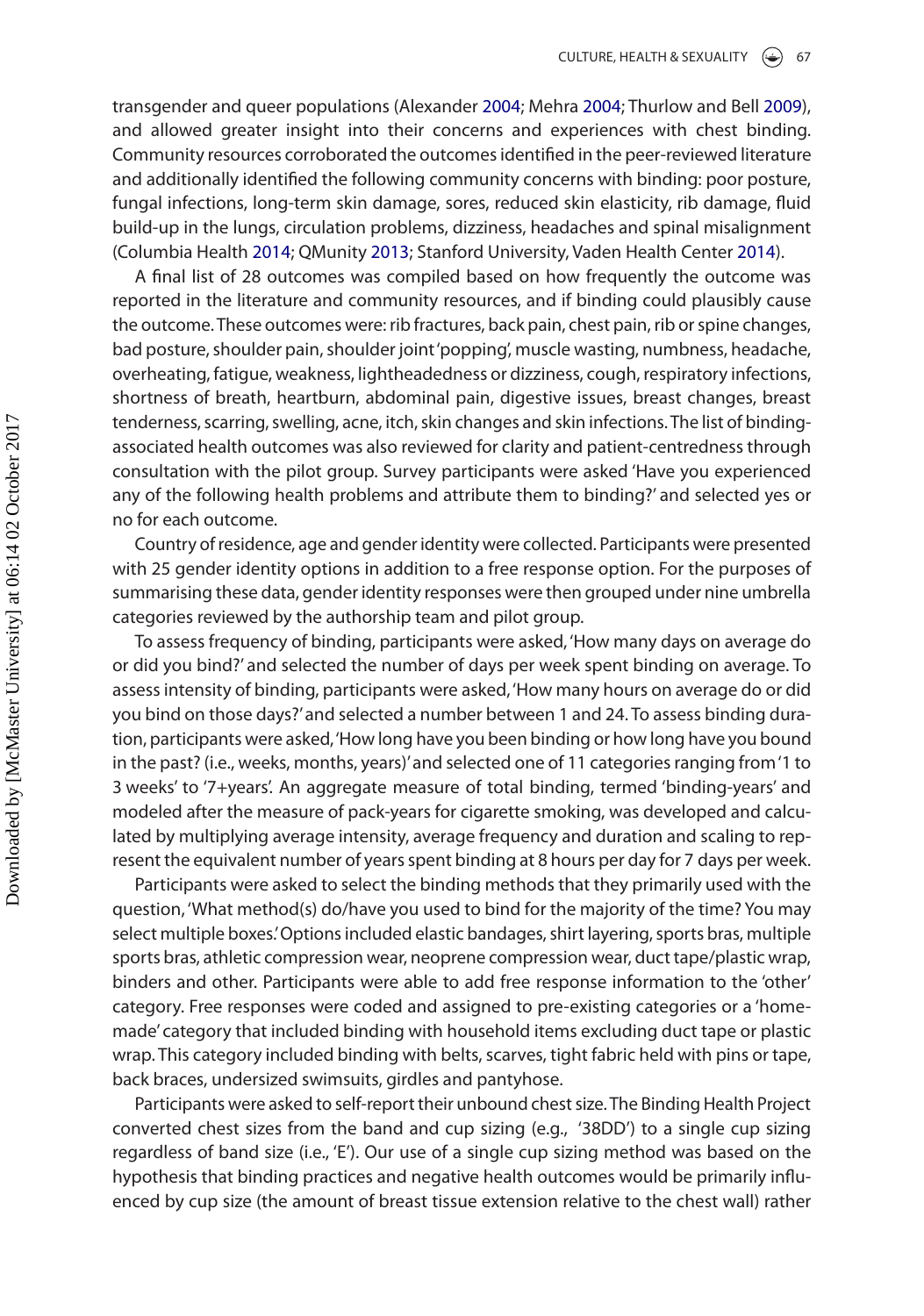transgender and queer populations (Alexander 2004; Mehra 2004; Thurlow and Bell 2009), and allowed greater insight into their concerns and experiences with chest binding. Community resources corroborated the outcomes identified in the peer-reviewed literature and additionally identified the following community concerns with binding: poor posture, fungal infections, long-term skin damage, sores, reduced skin elasticity, rib damage, fluid build-up in the lungs, circulation problems, dizziness, headaches and spinal misalignment (Columbia Health 2014; QMunity 2013; Stanford University, Vaden Health Center 2014).

A final list of 28 outcomes was compiled based on how frequently the outcome was reported in the literature and community resources, and if binding could plausibly cause the outcome. These outcomes were: rib fractures, back pain, chest pain, rib or spine changes, bad posture, shoulder pain, shoulder joint 'popping', muscle wasting, numbness, headache, overheating, fatigue, weakness, lightheadedness or dizziness, cough, respiratory infections, shortness of breath, heartburn, abdominal pain, digestive issues, breast changes, breast tenderness, scarring, swelling, acne, itch, skin changes and skin infections. The list of binding-associated health outcomes was also reviewed for clarity and patient-centredness through consultation with the pilot group. Survey participants were asked 'Have you experienced any of the following health problems and attribute them to binding?' and selected yes or no for each outcome.

Country of residence, age and gender identity were collected. Participants were presented with 25 gender identity options in addition to a free response option. For the purposes of summarising these data, gender identity responses were then grouped under nine umbrella categories reviewed by the authorship team and pilot group.

To assess frequency of binding, participants were asked, 'How many days on average do or did you bind?' and selected the number of days per week spent binding on average. To assess intensity of binding, participants were asked, 'How many hours on average do or did you bind on those days?' and selected a number between 1 and 24. To assess binding duration, participants were asked, 'How long have you been binding or how long have you bound in the past? (i.e., weeks, months, years)' and selected one of 11 categories ranging from '1 to 3 weeks' to '7+years'. An aggregate measure of total binding, termed 'binding-years' and modeled after the measure of pack-years for cigarette smoking, was developed and calculated by multiplying average intensity, average frequency and duration and scaling to represent the equivalent number of years spent binding at 8 hours per day for 7 days per week.

Participants were asked to select the binding methods that they primarily used with the question, 'What method(s) do/have you used to bind for the majority of the time? You may select multiple boxes.' Options included elastic bandages, shirt layering, sports bras, multiple sports bras, athletic compression wear, neoprene compression wear, duct tape/plastic wrap, binders and other. Participants were able to add free response information to the 'other' category. Free responses were coded and assigned to pre-existing categories or a 'home-made' category that included binding with household items excluding duct tape or plastic wrap. This category included binding with belts, scarves, tight fabric held with pins or tape, back braces, undersized swimsuits, girdles and pantyhose.

Participants were asked to self-report their unbound chest size. The Binding Health Project converted chest sizes from the band and cup sizing (e.g., '38DD') to a single cup sizing regardless of band size (i.e., 'E'). Our use of a single cup sizing method was based on the hypothesis that binding practices and negative health outcomes would be primarily influenced by cup size (the amount of breast tissue extension relative to the chest wall) rather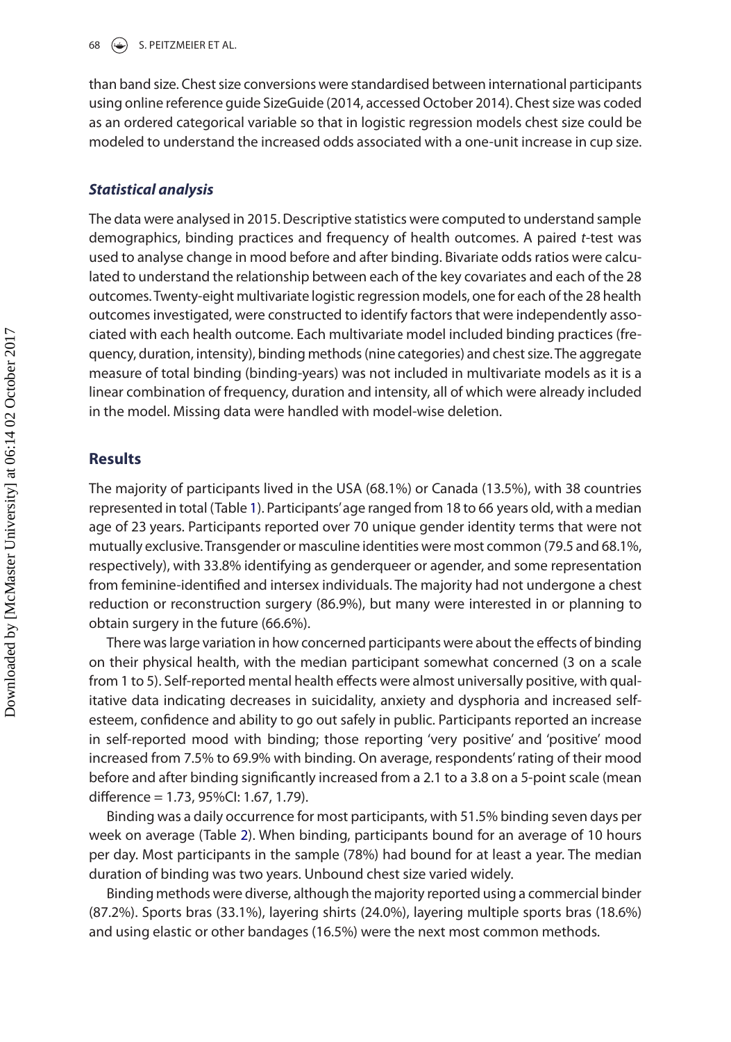than band size. Chest size conversions were standardised between international participants using online reference guide SizeGuide (2014, accessed October 2014). Chest size was coded as an ordered categorical variable so that in logistic regression models chest size could be modeled to understand the increased odds associated with a one-unit increase in cup size.

### *Statistical analysis*

The data were analysed in 2015. Descriptive statistics were computed to understand sample demographics, binding practices and frequency of health outcomes. A paired *t*-test was used to analyse change in mood before and after binding. Bivariate odds ratios were calculated to understand the relationship between each of the key covariates and each of the 28 outcomes. Twenty-eight multivariate logistic regression models, one for each of the 28 health outcomes investigated, were constructed to identify factors that were independently associated with each health outcome. Each multivariate model included binding practices (frequency, duration, intensity), binding methods (nine categories) and chest size. The aggregate measure of total binding (binding-years) was not included in multivariate models as it is a linear combination of frequency, duration and intensity, all of which were already included in the model. Missing data were handled with model-wise deletion.

## Results

The majority of participants lived in the USA (68.1%) or Canada (13.5%), with 38 countries represented in total (Table 1). Participants' age ranged from 18 to 66 years old, with a median age of 23 years. Participants reported over 70 unique gender identity terms that were not mutually exclusive. Transgender or masculine identities were most common (79.5 and 68.1%, respectively), with 33.8% identifying as genderqueer or agender, and some representation from feminine-identified and intersex individuals. The majority had not undergone a chest reduction or reconstruction surgery (86.9%), but many were interested in or planning to obtain surgery in the future (66.6%).

There was large variation in how concerned participants were about the effects of binding on their physical health, with the median participant somewhat concerned (3 on a scale from 1 to 5). Self-reported mental health effects were almost universally positive, with qualitative data indicating decreases in suicidality, anxiety and dysphoria and increased self-esteem, confidence and ability to go out safely in public. Participants reported an increase in self-reported mood with binding; those reporting 'very positive' and 'positive' mood increased from 7.5% to 69.9% with binding. On average, respondents' rating of their mood before and after binding significantly increased from a 2.1 to a 3.8 on a 5-point scale (mean difference = 1.73, 95%CI: 1.67, 1.79).

Binding was a daily occurrence for most participants, with 51.5% binding seven days per week on average (Table 2). When binding, participants bound for an average of 10 hours per day. Most participants in the sample (78%) had bound for at least a year. The median duration of binding was two years. Unbound chest size varied widely.

Binding methods were diverse, although the majority reported using a commercial binder (87.2%). Sports bras (33.1%), layering shirts (24.0%), layering multiple sports bras (18.6%) and using elastic or other bandages (16.5%) were the next most common methods.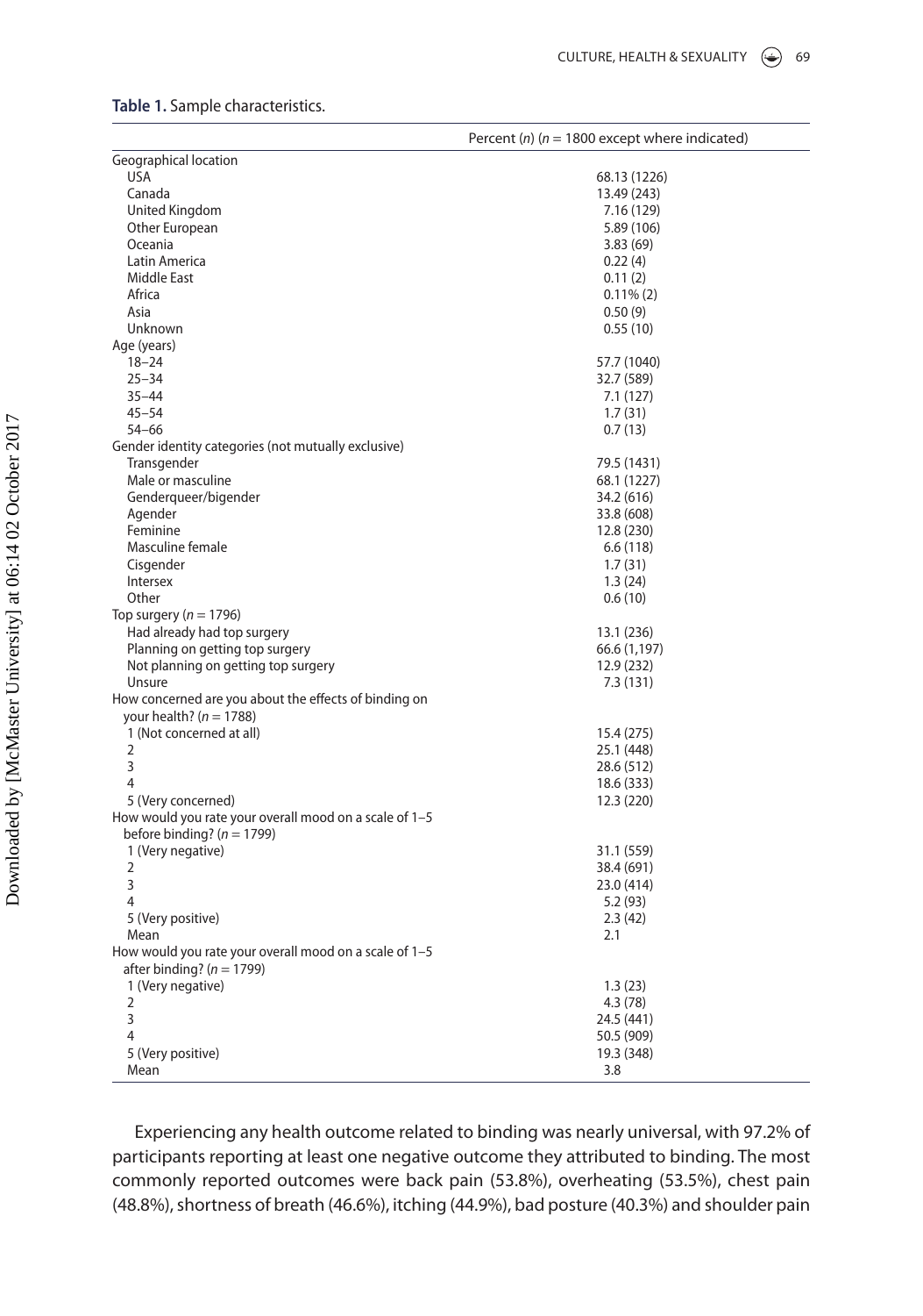**Table 1.** Sample characteristics.

| | Percent (n) (n = 1800 except where indicated) |
|---|---|
| Geographical location | |
| USA | 68.13 (1226) |
| Canada | 13.49 (243) |
| United Kingdom | 7.16 (129) |
| Other European | 5.89 (106) |
| Oceania | 3.83 (69) |
| Latin America | 0.22 (4) |
| Middle East | 0.11 (2) |
| Africa | 0.11% (2) |
| Asia | 0.50 (9) |
| Unknown | 0.55 (10) |
| Age (years) | |
| 18–24 | 57.7 (1040) |
| 25–34 | 32.7 (589) |
| 35–44 | 7.1 (127) |
| 45–54 | 1.7 (31) |
| 54–66 | 0.7 (13) |
| Gender identity categories (not mutually exclusive) | |
| Transgender | 79.5 (1431) |
| Male or masculine | 68.1 (1227) |
| Genderqueer/bigender | 34.2 (616) |
| Agender | 33.8 (608) |
| Feminine | 12.8 (230) |
| Masculine female | 6.6 (118) |
| Cisgender | 1.7 (31) |
| Intersex | 1.3 (24) |
| Other | 0.6 (10) |
| Top surgery (n = 1796) | |
| Had already had top surgery | 13.1 (236) |
| Planning on getting top surgery | 66.6 (1,197) |
| Not planning on getting top surgery | 12.9 (232) |
| Unsure | 7.3 (131) |
| How concerned are you about the effects of binding on your health? (n = 1788) | |
| 1 (Not concerned at all) | 15.4 (275) |
| 2 | 25.1 (448) |
| 3 | 28.6 (512) |
| 4 | 18.6 (333) |
| 5 (Very concerned) | 12.3 (220) |
| How would you rate your overall mood on a scale of 1–5 before binding? (n = 1799) | |
| 1 (Very negative) | 31.1 (559) |
| 2 | 38.4 (691) |
| 3 | 23.0 (414) |
| 4 | 5.2 (93) |
| 5 (Very positive) | 2.3 (42) |
| Mean | 2.1 |
| How would you rate your overall mood on a scale of 1–5 after binding? (n = 1799) | |
| 1 (Very negative) | 1.3 (23) |
| 2 | 4.3 (78) |
| 3 | 24.5 (441) |
| 4 | 50.5 (909) |
| 5 (Very positive) | 19.3 (348) |
| Mean | 3.8 |

Experiencing any health outcome related to binding was nearly universal, with 97.2% of participants reporting at least one negative outcome they attributed to binding. The most commonly reported outcomes were back pain (53.8%), overheating (53.5%), chest pain (48.8%), shortness of breath (46.6%), itching (44.9%), bad posture (40.3%) and shoulder pain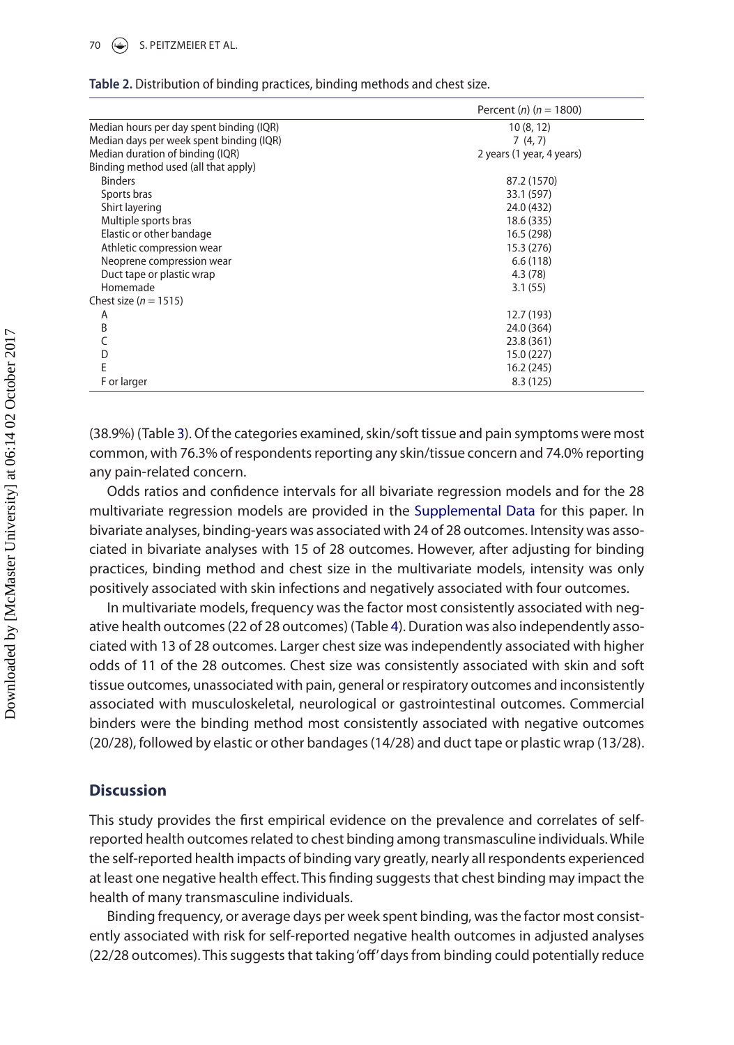**Table 2.** Distribution of binding practices, binding methods and chest size.

| | Percent (*n*) (*n* = 1800) |
|---|---|
| Median hours per day spent binding (IQR) | 10 (8, 12) |
| Median days per week spent binding (IQR) | 7 (4, 7) |
| Median duration of binding (IQR) | 2 years (1 year, 4 years) |
| Binding method used (all that apply) | |
| Binders | 87.2 (1570) |
| Sports bras | 33.1 (597) |
| Shirt layering | 24.0 (432) |
| Multiple sports bras | 18.6 (335) |
| Elastic or other bandage | 16.5 (298) |
| Athletic compression wear | 15.3 (276) |
| Neoprene compression wear | 6.6 (118) |
| Duct tape or plastic wrap | 4.3 (78) |
| Homemade | 3.1 (55) |
| Chest size (*n* = 1515) | |
| A | 12.7 (193) |
| B | 24.0 (364) |
| C | 23.8 (361) |
| D | 15.0 (227) |
| E | 16.2 (245) |
| F or larger | 8.3 (125) |

(38.9%) (Table 3). Of the categories examined, skin/soft tissue and pain symptoms were most common, with 76.3% of respondents reporting any skin/tissue concern and 74.0% reporting any pain-related concern.

Odds ratios and confidence intervals for all bivariate regression models and for the 28 multivariate regression models are provided in the Supplemental Data for this paper. In bivariate analyses, binding-years was associated with 24 of 28 outcomes. Intensity was associated in bivariate analyses with 15 of 28 outcomes. However, after adjusting for binding practices, binding method and chest size in the multivariate models, intensity was only positively associated with skin infections and negatively associated with four outcomes.

In multivariate models, frequency was the factor most consistently associated with negative health outcomes (22 of 28 outcomes) (Table 4). Duration was also independently associated with 13 of 28 outcomes. Larger chest size was independently associated with higher odds of 11 of the 28 outcomes. Chest size was consistently associated with skin and soft tissue outcomes, unassociated with pain, general or respiratory outcomes and inconsistently associated with musculoskeletal, neurological or gastrointestinal outcomes. Commercial binders were the binding method most consistently associated with negative outcomes (20/28), followed by elastic or other bandages (14/28) and duct tape or plastic wrap (13/28).

## Discussion

This study provides the first empirical evidence on the prevalence and correlates of self-reported health outcomes related to chest binding among transmasculine individuals. While the self-reported health impacts of binding vary greatly, nearly all respondents experienced at least one negative health effect. This finding suggests that chest binding may impact the health of many transmasculine individuals.

Binding frequency, or average days per week spent binding, was the factor most consistently associated with risk for self-reported negative health outcomes in adjusted analyses (22/28 outcomes). This suggests that taking 'off' days from binding could potentially reduce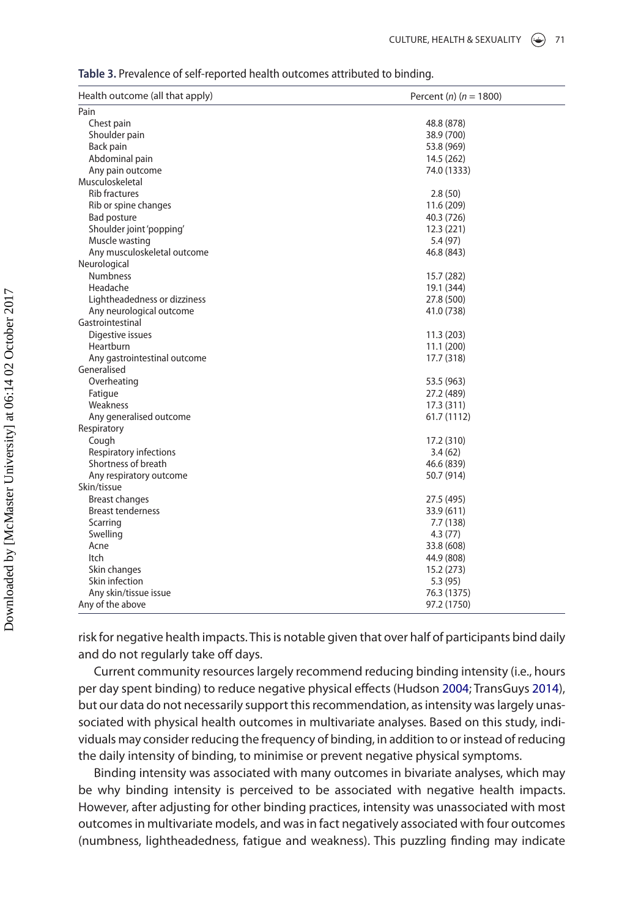**Table 3.** Prevalence of self-reported health outcomes attributed to binding.

| Health outcome (all that apply) | Percent (*n*) (*n* = 1800) |
|---|---|
| Pain | |
| Chest pain | 48.8 (878) |
| Shoulder pain | 38.9 (700) |
| Back pain | 53.8 (969) |
| Abdominal pain | 14.5 (262) |
| Any pain outcome | 74.0 (1333) |
| Musculoskeletal | |
| Rib fractures | 2.8 (50) |
| Rib or spine changes | 11.6 (209) |
| Bad posture | 40.3 (726) |
| Shoulder joint 'popping' | 12.3 (221) |
| Muscle wasting | 5.4 (97) |
| Any musculoskeletal outcome | 46.8 (843) |
| Neurological | |
| Numbness | 15.7 (282) |
| Headache | 19.1 (344) |
| Lightheadedness or dizziness | 27.8 (500) |
| Any neurological outcome | 41.0 (738) |
| Gastrointestinal | |
| Digestive issues | 11.3 (203) |
| Heartburn | 11.1 (200) |
| Any gastrointestinal outcome | 17.7 (318) |
| Generalised | |
| Overheating | 53.5 (963) |
| Fatigue | 27.2 (489) |
| Weakness | 17.3 (311) |
| Any generalised outcome | 61.7 (1112) |
| Respiratory | |
| Cough | 17.2 (310) |
| Respiratory infections | 3.4 (62) |
| Shortness of breath | 46.6 (839) |
| Any respiratory outcome | 50.7 (914) |
| Skin/tissue | |
| Breast changes | 27.5 (495) |
| Breast tenderness | 33.9 (611) |
| Scarring | 7.7 (138) |
| Swelling | 4.3 (77) |
| Acne | 33.8 (608) |
| Itch | 44.9 (808) |
| Skin changes | 15.2 (273) |
| Skin infection | 5.3 (95) |
| Any skin/tissue issue | 76.3 (1375) |
| Any of the above | 97.2 (1750) |

risk for negative health impacts. This is notable given that over half of participants bind daily and do not regularly take off days.

Current community resources largely recommend reducing binding intensity (i.e., hours per day spent binding) to reduce negative physical effects (Hudson 2004; TransGuys 2014), but our data do not necessarily support this recommendation, as intensity was largely unassociated with physical health outcomes in multivariate analyses. Based on this study, individuals may consider reducing the frequency of binding, in addition to or instead of reducing the daily intensity of binding, to minimise or prevent negative physical symptoms.

Binding intensity was associated with many outcomes in bivariate analyses, which may be why binding intensity is perceived to be associated with negative health impacts. However, after adjusting for other binding practices, intensity was unassociated with most outcomes in multivariate models, and was in fact negatively associated with four outcomes (numbness, lightheadedness, fatigue and weakness). This puzzling finding may indicate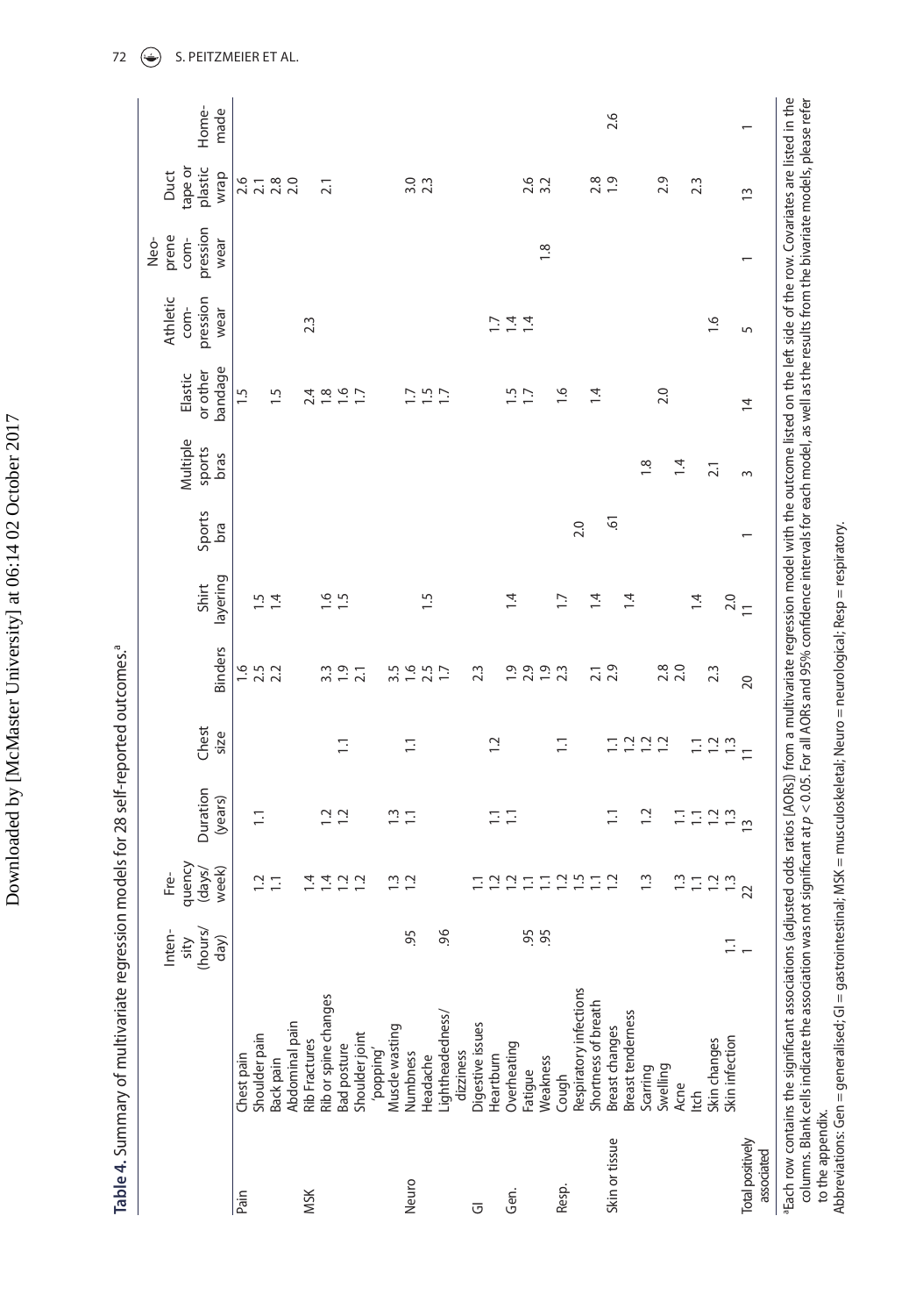**Table 4.** Summary of multivariate regression models for 28 self-reported outcomes.[a]

| | | Intensity (hours/day) | Frequency (days/week) | Duration (years) | Chest size | Binders | Shirt layering | Sports bra | Multiple sports bras | Elastic or other bandage | Athletic compression wear | Neoprene compression wear | Duct tape or plastic wrap | Home-made |
|---|---|---|---|---|---|---|---|---|---|---|---|---|---|---|
| Pain | Chest pain | | | | | 1.6 | | | | 1.5 | | | 2.6 | |
| | Shoulder pain | | 1.2 | 1.1 | | 2.5 | 1.5 | | | | | | 2.1 | |
| | Back pain | | 1.1 | | | 2.2 | 1.4 | | | 1.5 | | | 2.8 | |
| | Abdominal pain | | | | | | | | | | | | 2.0 | |
| MSK | Rib Fractures | | 1.4 | | | | | | | 2.4 | 2.3 | | | |
| | Rib or spine changes | | 1.4 | 1.2 | | 3.3 | 1.6 | | | 1.8 | | | 2.1 | |
| | Bad posture | | 1.2 | 1.2 | | 1.9 | 1.5 | | | 1.6 | | | | |
| | Shoulder joint 'popping' | | 1.2 | | 1.1 | 2.1 | | | | 1.7 | | | | |
| | Muscle wasting | | 1.3 | 1.3 | | 3.5 | | | | | | | | |
| Neuro | Numbness | .95 | 1.2 | 1.1 | 1.1 | 1.6 | | | | 1.7 | | | 3.0 | |
| | Headache | | | | | 2.5 | 1.5 | | | 1.5 | | | 2.3 | |
| | Lightheadedness/ dizziness | .96 | | | | 1.7 | | | | 1.7 | | | | |
| GI | Digestive issues | | 1.1 | | | 2.3 | | | | | | | | |
| | Heartburn | | 1.2 | 1.1 | 1.2 | | | | | | | | | |
| Gen. | Overheating | | 1.2 | 1.1 | | 1.9 | 1.4 | | | | 1.7 | | | |
| | Fatigue | .95 | 1.1 | | | 2.9 | | | | 1.5 | 1.4 | | | |
| | Weakness | .95 | 1.1 | | | 1.9 | | | | 1.7 | 1.4 | | 2.6 | |
| Resp. | Cough | | 1.2 | | 1.1 | 2.3 | 1.7 | | | 1.6 | | 1.8 | 3.2 | |
| | Respiratory infections | | 1.5 | | | | | 2.0 | | | | | | |
| | Shortness of breath | | 1.1 | | | 2.1 | 1.4 | | | 1.4 | | | 2.8 | |
| Skin or tissue | Breast changes | | 1.2 | 1.1 | 1.1 | 2.9 | | .61 | | | | | 1.9 | 2.6 |
| | Breast tenderness | | | | 1.2 | | 1.4 | | | | | | | |
| | Scarring | | 1.3 | 1.2 | 1.2 | | | | 1.8 | | | | | |
| | Swelling | | | | 1.2 | 2.8 | | | | 2.0 | | | 2.9 | |
| | Acne | | 1.3 | 1.1 | | 2.0 | | | 1.4 | | | | | |
| | Itch | | 1.1 | 1.1 | 1.1 | | 1.4 | | | | | | | |
| | Skin changes | | 1.2 | 1.2 | 1.2 | 2.3 | | | 2.1 | | 1.6 | | 2.3 | |
| | Skin infection | 1.1 | 1.3 | 1.3 | 1.3 | | 2.0 | | | | | | | |
| Total positively associated | | 1 | 22 | 13 | 11 | 20 | 11 | 1 | 3 | 14 | 5 | 1 | 13 | 1 |

[a]Each row contains the significant associations (adjusted odds ratios [AORs]) from a multivariate regression model with the outcome listed on the left side of the row. Covariates are listed in the columns. Blank cells indicate the association was not significant at $p < 0.05$. For all AORs and 95% confidence intervals for each model, as well as the results from the bivariate models, please refer to the appendix.

Abbreviations: Gen = generalised; GI = gastrointestinal; MSK = musculoskeletal; Neuro = neurological; Resp = respiratory.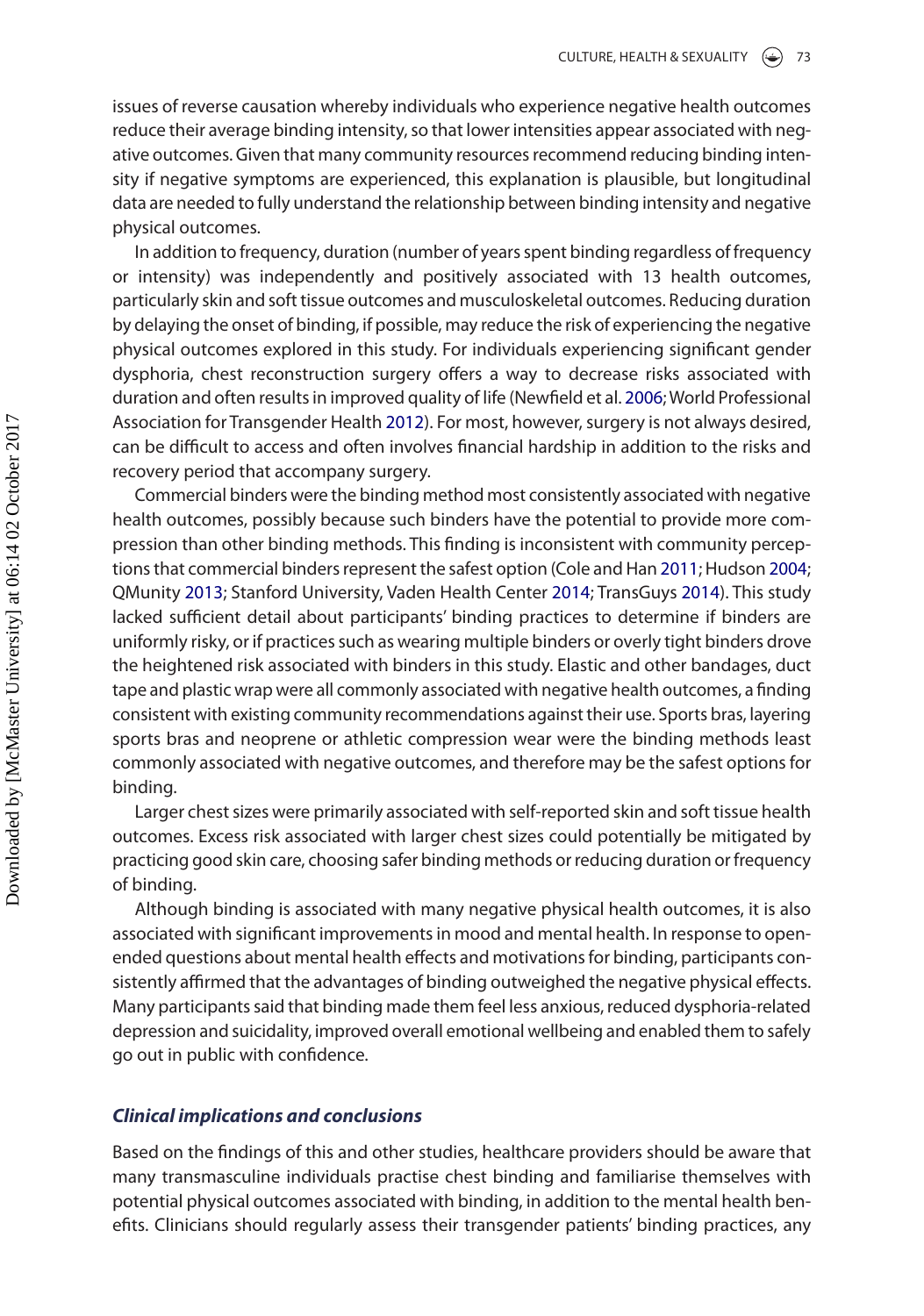issues of reverse causation whereby individuals who experience negative health outcomes reduce their average binding intensity, so that lower intensities appear associated with negative outcomes. Given that many community resources recommend reducing binding intensity if negative symptoms are experienced, this explanation is plausible, but longitudinal data are needed to fully understand the relationship between binding intensity and negative physical outcomes.

In addition to frequency, duration (number of years spent binding regardless of frequency or intensity) was independently and positively associated with 13 health outcomes, particularly skin and soft tissue outcomes and musculoskeletal outcomes. Reducing duration by delaying the onset of binding, if possible, may reduce the risk of experiencing the negative physical outcomes explored in this study. For individuals experiencing significant gender dysphoria, chest reconstruction surgery offers a way to decrease risks associated with duration and often results in improved quality of life (Newfield et al. 2006; World Professional Association for Transgender Health 2012). For most, however, surgery is not always desired, can be difficult to access and often involves financial hardship in addition to the risks and recovery period that accompany surgery.

Commercial binders were the binding method most consistently associated with negative health outcomes, possibly because such binders have the potential to provide more compression than other binding methods. This finding is inconsistent with community perceptions that commercial binders represent the safest option (Cole and Han 2011; Hudson 2004; QMunity 2013; Stanford University, Vaden Health Center 2014; TransGuys 2014). This study lacked sufficient detail about participants' binding practices to determine if binders are uniformly risky, or if practices such as wearing multiple binders or overly tight binders drove the heightened risk associated with binders in this study. Elastic and other bandages, duct tape and plastic wrap were all commonly associated with negative health outcomes, a finding consistent with existing community recommendations against their use. Sports bras, layering sports bras and neoprene or athletic compression wear were the binding methods least commonly associated with negative outcomes, and therefore may be the safest options for binding.

Larger chest sizes were primarily associated with self-reported skin and soft tissue health outcomes. Excess risk associated with larger chest sizes could potentially be mitigated by practicing good skin care, choosing safer binding methods or reducing duration or frequency of binding.

Although binding is associated with many negative physical health outcomes, it is also associated with significant improvements in mood and mental health. In response to open-ended questions about mental health effects and motivations for binding, participants consistently affirmed that the advantages of binding outweighed the negative physical effects. Many participants said that binding made them feel less anxious, reduced dysphoria-related depression and suicidality, improved overall emotional wellbeing and enabled them to safely go out in public with confidence.

### *Clinical implications and conclusions*

Based on the findings of this and other studies, healthcare providers should be aware that many transmasculine individuals practise chest binding and familiarise themselves with potential physical outcomes associated with binding, in addition to the mental health benefits. Clinicians should regularly assess their transgender patients' binding practices, any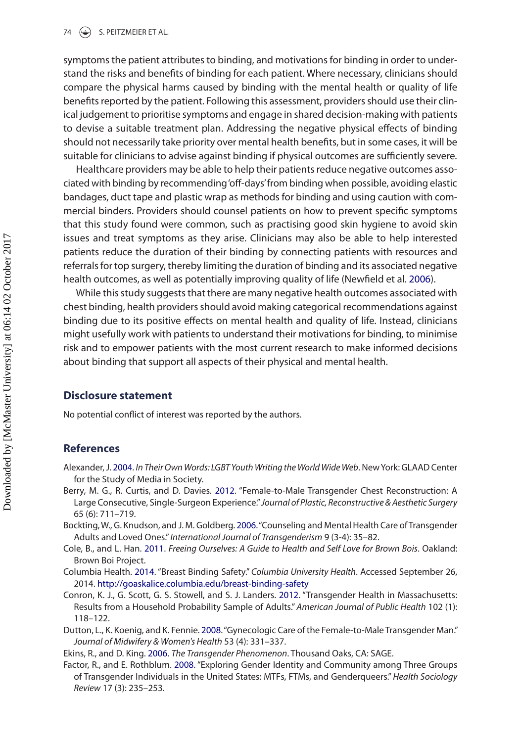symptoms the patient attributes to binding, and motivations for binding in order to understand the risks and benefits of binding for each patient. Where necessary, clinicians should compare the physical harms caused by binding with the mental health or quality of life benefits reported by the patient. Following this assessment, providers should use their clinical judgement to prioritise symptoms and engage in shared decision-making with patients to devise a suitable treatment plan. Addressing the negative physical effects of binding should not necessarily take priority over mental health benefits, but in some cases, it will be suitable for clinicians to advise against binding if physical outcomes are sufficiently severe.

Healthcare providers may be able to help their patients reduce negative outcomes associated with binding by recommending 'off-days' from binding when possible, avoiding elastic bandages, duct tape and plastic wrap as methods for binding and using caution with commercial binders. Providers should counsel patients on how to prevent specific symptoms that this study found were common, such as practising good skin hygiene to avoid skin issues and treat symptoms as they arise. Clinicians may also be able to help interested patients reduce the duration of their binding by connecting patients with resources and referrals for top surgery, thereby limiting the duration of binding and its associated negative health outcomes, as well as potentially improving quality of life (Newfield et al. 2006).

While this study suggests that there are many negative health outcomes associated with chest binding, health providers should avoid making categorical recommendations against binding due to its positive effects on mental health and quality of life. Instead, clinicians might usefully work with patients to understand their motivations for binding, to minimise risk and to empower patients with the most current research to make informed decisions about binding that support all aspects of their physical and mental health.

## Disclosure statement

No potential conflict of interest was reported by the authors.

## References

Alexander, J. 2004. *In Their Own Words: LGBT Youth Writing the World Wide Web*. New York: GLAAD Center for the Study of Media in Society.

Berry, M. G., R. Curtis, and D. Davies. 2012. "Female-to-Male Transgender Chest Reconstruction: A Large Consecutive, Single-Surgeon Experience." *Journal of Plastic, Reconstructive & Aesthetic Surgery* 65 (6): 711–719.

Bockting, W., G. Knudson, and J. M. Goldberg. 2006. "Counseling and Mental Health Care of Transgender Adults and Loved Ones." *International Journal of Transgenderism* 9 (3-4): 35–82.

Cole, B., and L. Han. 2011. *Freeing Ourselves: A Guide to Health and Self Love for Brown Bois*. Oakland: Brown Boi Project.

Columbia Health. 2014. "Breast Binding Safety." *Columbia University Health*. Accessed September 26, 2014. http://goaskalice.columbia.edu/breast-binding-safety

Conron, K. J., G. Scott, G. S. Stowell, and S. J. Landers. 2012. "Transgender Health in Massachusetts: Results from a Household Probability Sample of Adults." *American Journal of Public Health* 102 (1): 118–122.

Dutton, L., K. Koenig, and K. Fennie. 2008. "Gynecologic Care of the Female-to-Male Transgender Man." *Journal of Midwifery & Women's Health* 53 (4): 331–337.

Ekins, R., and D. King. 2006. *The Transgender Phenomenon*. Thousand Oaks, CA: SAGE.

Factor, R., and E. Rothblum. 2008. "Exploring Gender Identity and Community among Three Groups of Transgender Individuals in the United States: MTFs, FTMs, and Genderqueers." *Health Sociology Review* 17 (3): 235–253.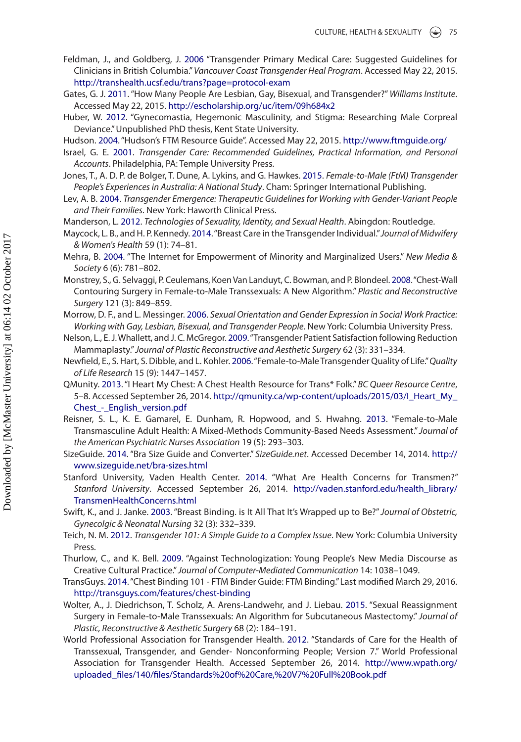Feldman, J., and Goldberg, J. 2006 "Transgender Primary Medical Care: Suggested Guidelines for Clinicians in British Columbia." *Vancouver Coast Transgender Heal Program*. Accessed May 22, 2015. http://transhealth.ucsf.edu/trans?page=protocol-exam

Gates, G. J. 2011. "How Many People Are Lesbian, Gay, Bisexual, and Transgender?" *Williams Institute*. Accessed May 22, 2015. http://escholarship.org/uc/item/09h684x2

Huber, W. 2012. "Gynecomastia, Hegemonic Masculinity, and Stigma: Researching Male Corpreal Deviance." Unpublished PhD thesis, Kent State University.

Hudson. 2004. "Hudson's FTM Resource Guide". Accessed May 22, 2015. http://www.ftmguide.org/

Israel, G. E. 2001. *Transgender Care: Recommended Guidelines, Practical Information, and Personal Accounts*. Philadelphia, PA: Temple University Press.

Jones, T., A. D. P. de Bolger, T. Dune, A. Lykins, and G. Hawkes. 2015. *Female-to-Male (FtM) Transgender People's Experiences in Australia: A National Study*. Cham: Springer International Publishing.

Lev, A. B. 2004. *Transgender Emergence: Therapeutic Guidelines for Working with Gender-Variant People and Their Families*. New York: Haworth Clinical Press.

Manderson, L. 2012. *Technologies of Sexuality, Identity, and Sexual Health*. Abingdon: Routledge.

Maycock, L. B., and H. P. Kennedy. 2014. "Breast Care in the Transgender Individual." *Journal of Midwifery & Women's Health* 59 (1): 74–81.

Mehra, B. 2004. "The Internet for Empowerment of Minority and Marginalized Users." *New Media & Society* 6 (6): 781–802.

Monstrey, S., G. Selvaggi, P. Ceulemans, Koen Van Landuyt, C. Bowman, and P. Blondeel. 2008. "Chest-Wall Contouring Surgery in Female-to-Male Transsexuals: A New Algorithm." *Plastic and Reconstructive Surgery* 121 (3): 849–859.

Morrow, D. F., and L. Messinger. 2006. *Sexual Orientation and Gender Expression in Social Work Practice: Working with Gay, Lesbian, Bisexual, and Transgender People*. New York: Columbia University Press.

Nelson, L., E. J. Whallett, and J. C. McGregor. 2009. "Transgender Patient Satisfaction following Reduction Mammaplasty." *Journal of Plastic Reconstructive and Aesthetic Surgery* 62 (3): 331–334.

Newfield, E., S. Hart, S. Dibble, and L. Kohler. 2006. "Female-to-Male Transgender Quality of Life." *Quality of Life Research* 15 (9): 1447–1457.

QMunity. 2013. "I Heart My Chest: A Chest Health Resource for Trans* Folk." *BC Queer Resource Centre*, 5–8. Accessed September 26, 2014. http://qmunity.ca/wp-content/uploads/2015/03/I_Heart_My_Chest_-_English_version.pdf

Reisner, S. L., K. E. Gamarel, E. Dunham, R. Hopwood, and S. Hwahng. 2013. "Female-to-Male Transmasculine Adult Health: A Mixed-Methods Community-Based Needs Assessment." *Journal of the American Psychiatric Nurses Association* 19 (5): 293–303.

SizeGuide. 2014. "Bra Size Guide and Converter." *SizeGuide.net*. Accessed December 14, 2014. http://www.sizeguide.net/bra-sizes.html

Stanford University, Vaden Health Center. 2014. "What Are Health Concerns for Transmen?" *Stanford University*. Accessed September 26, 2014. http://vaden.stanford.edu/health_library/TransmenHealthConcerns.html

Swift, K., and J. Janke. 2003. "Breast Binding. is It All That It's Wrapped up to Be?" *Journal of Obstetric, Gynecolgic & Neonatal Nursing* 32 (3): 332–339.

Teich, N. M. 2012. *Transgender 101: A Simple Guide to a Complex Issue*. New York: Columbia University Press.

Thurlow, C., and K. Bell. 2009. "Against Technologization: Young People's New Media Discourse as Creative Cultural Practice." *Journal of Computer-Mediated Communication* 14: 1038–1049.

TransGuys. 2014. "Chest Binding 101 - FTM Binder Guide: FTM Binding." Last modified March 29, 2016. http://transguys.com/features/chest-binding

Wolter, A., J. Diedrichson, T. Scholz, A. Arens-Landwehr, and J. Liebau. 2015. "Sexual Reassignment Surgery in Female-to-Male Transsexuals: An Algorithm for Subcutaneous Mastectomy." *Journal of Plastic, Reconstructive & Aesthetic Surgery* 68 (2): 184–191.

World Professional Association for Transgender Health. 2012. "Standards of Care for the Health of Transsexual, Transgender, and Gender- Nonconforming People; Version 7." World Professional Association for Transgender Health. Accessed September 26, 2014. http://www.wpath.org/uploaded_files/140/files/Standards%20of%20Care,%20V7%20Full%20Book.pdf